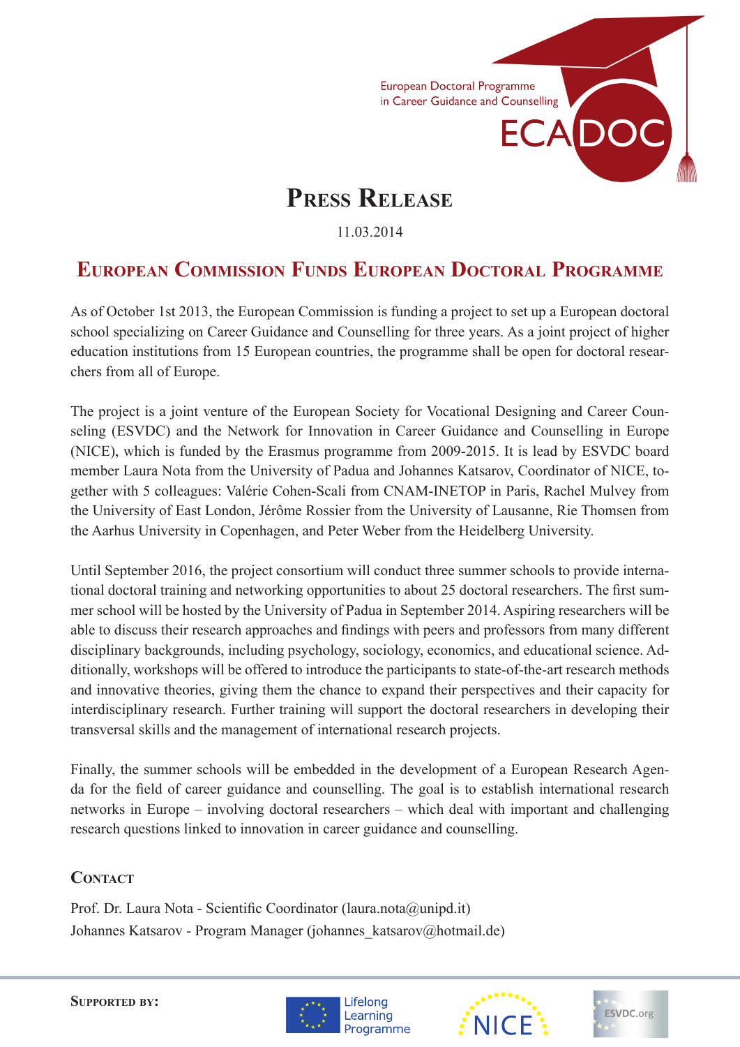European Doctoral Programme in Career Guidance and Counselling

ECADOC

# Press Release

11.03.2014

## European Commission Funds European Doctoral Programme

As of October 1st 2013, the European Commission is funding a project to set up a European doctoral school specializing on Career Guidance and Counselling for three years. As a joint project of higher education institutions from 15 European countries, the programme shall be open for doctoral researchers from all of Europe.

The project is a joint venture of the European Society for Vocational Designing and Career Counseling (ESVDC) and the Network for Innovation in Career Guidance and Counselling in Europe (NICE), which is funded by the Erasmus programme from 2009-2015. It is lead by ESVDC board member Laura Nota from the University of Padua and Johannes Katsarov, Coordinator of NICE, together with 5 colleagues: Valérie Cohen-Scali from CNAM-INETOP in Paris, Rachel Mulvey from the University of East London, Jérôme Rossier from the University of Lausanne, Rie Thomsen from the Aarhus University in Copenhagen, and Peter Weber from the Heidelberg University.

Until September 2016, the project consortium will conduct three summer schools to provide international doctoral training and networking opportunities to about 25 doctoral researchers. The first summer school will be hosted by the University of Padua in September 2014. Aspiring researchers will be able to discuss their research approaches and findings with peers and professors from many different disciplinary backgrounds, including psychology, sociology, economics, and educational science. Additionally, workshops will be offered to introduce the participants to state-of-the-art research methods and innovative theories, giving them the chance to expand their perspectives and their capacity for interdisciplinary research. Further training will support the doctoral researchers in developing their transversal skills and the management of international research projects.

Finally, the summer schools will be embedded in the development of a European Research Agenda for the field of career guidance and counselling. The goal is to establish international research networks in Europe – involving doctoral researchers – which deal with important and challenging research questions linked to innovation in career guidance and counselling.

### Contact

Prof. Dr. Laura Nota - Scientific Coordinator (laura.nota@unipd.it)
Johannes Katsarov - Program Manager (johannes_katsarov@hotmail.de)

**Supported by:** Lifelong Learning Programme, NICE, ESVDC.org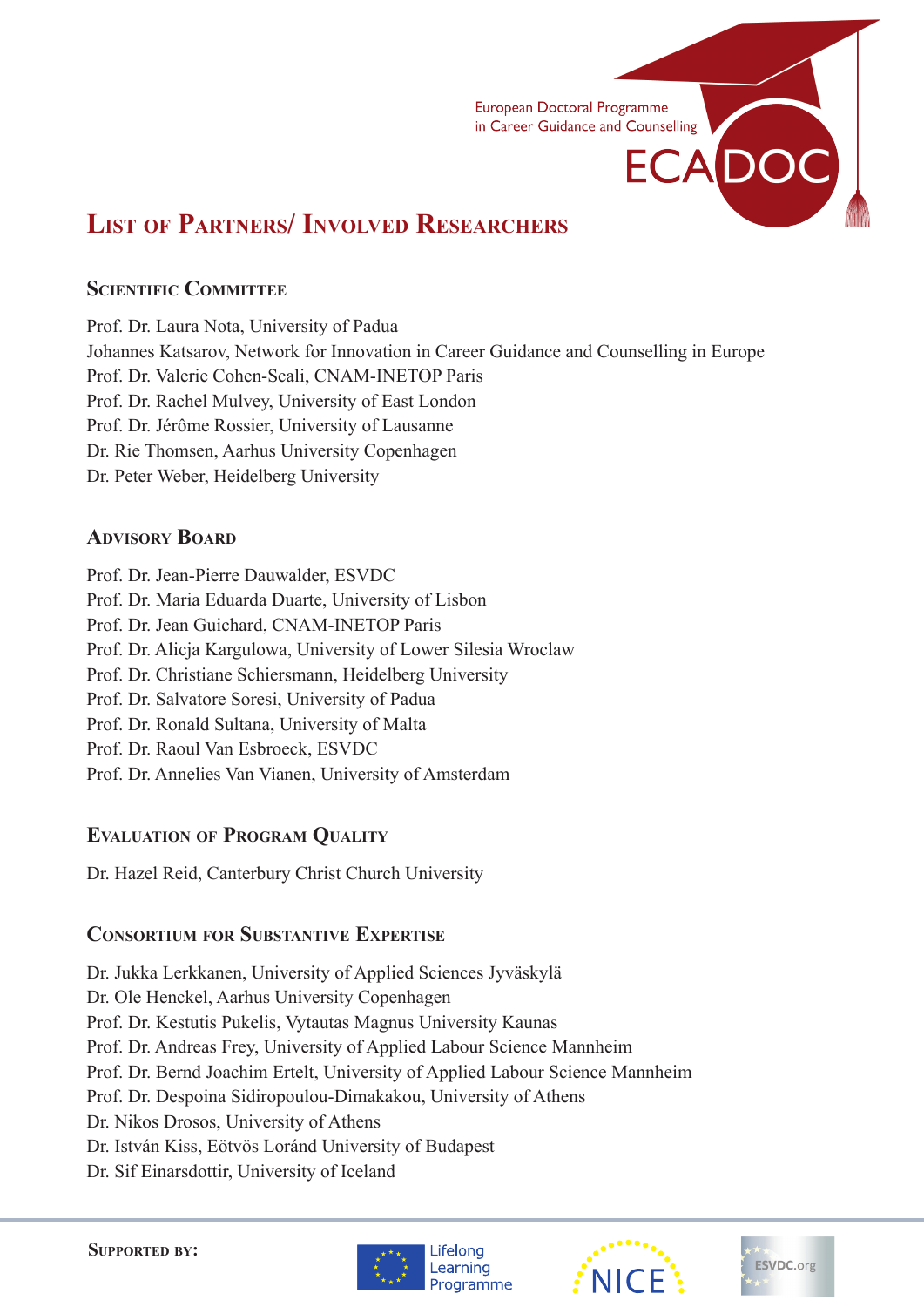European Doctoral Programme in Career Guidance and Counselling

ECADOC

# List of Partners/ Involved Researchers

## Scientific Committee

Prof. Dr. Laura Nota, University of Padua
Johannes Katsarov, Network for Innovation in Career Guidance and Counselling in Europe
Prof. Dr. Valerie Cohen-Scali, CNAM-INETOP Paris
Prof. Dr. Rachel Mulvey, University of East London
Prof. Dr. Jérôme Rossier, University of Lausanne
Dr. Rie Thomsen, Aarhus University Copenhagen
Dr. Peter Weber, Heidelberg University

## Advisory Board

Prof. Dr. Jean-Pierre Dauwalder, ESVDC
Prof. Dr. Maria Eduarda Duarte, University of Lisbon
Prof. Dr. Jean Guichard, CNAM-INETOP Paris
Prof. Dr. Alicja Kargulowa, University of Lower Silesia Wroclaw
Prof. Dr. Christiane Schiersmann, Heidelberg University
Prof. Dr. Salvatore Soresi, University of Padua
Prof. Dr. Ronald Sultana, University of Malta
Prof. Dr. Raoul Van Esbroeck, ESVDC
Prof. Dr. Annelies Van Vianen, University of Amsterdam

## Evaluation of Program Quality

Dr. Hazel Reid, Canterbury Christ Church University

## Consortium for Substantive Expertise

Dr. Jukka Lerkkanen, University of Applied Sciences Jyväskylä
Dr. Ole Henckel, Aarhus University Copenhagen
Prof. Dr. Kestutis Pukelis, Vytautas Magnus University Kaunas
Prof. Dr. Andreas Frey, University of Applied Labour Science Mannheim
Prof. Dr. Bernd Joachim Ertelt, University of Applied Labour Science Mannheim
Prof. Dr. Despoina Sidiropoulou-Dimakakou, University of Athens
Dr. Nikos Drosos, University of Athens
Dr. István Kiss, Eötvös Loránd University of Budapest
Dr. Sif Einarsdottir, University of Iceland

**Supported by:**

Lifelong Learning Programme

NICE

ESVDC.org